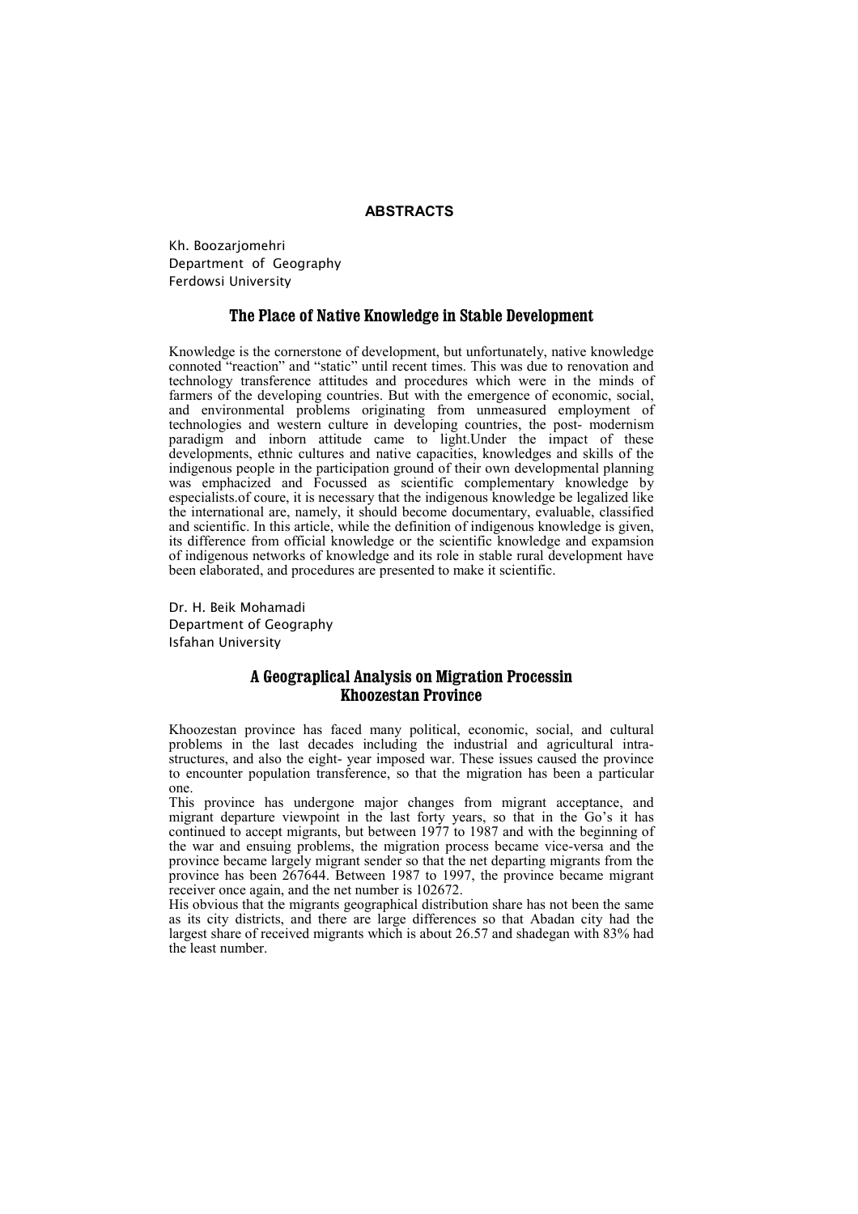# ABSTRACTS

Kh. Boozarjomehri
Department of Geography
Ferdowsi University

## The Place of Native Knowledge in Stable Development

Knowledge is the cornerstone of development, but unfortunately, native knowledge connoted "reaction" and "static" until recent times. This was due to renovation and technology transference attitudes and procedures which were in the minds of farmers of the developing countries. But with the emergence of economic, social, and environmental problems originating from unmeasured employment of technologies and western culture in developing countries, the post- modernism paradigm and inborn attitude came to light.Under the impact of these developments, ethnic cultures and native capacities, knowledges and skills of the indigenous people in the participation ground of their own developmental planning was emphacized and Focussed as scientific complementary knowledge by especialists.of coure, it is necessary that the indigenous knowledge be legalized like the international are, namely, it should become documentary, evaluable, classified and scientific. In this article, while the definition of indigenous knowledge is given, its difference from official knowledge or the scientific knowledge and expamsion of indigenous networks of knowledge and its role in stable rural development have been elaborated, and procedures are presented to make it scientific.

Dr. H. Beik Mohamadi
Department of Geography
Isfahan University

## A Geograplical Analysis on Migration Processin Khoozestan Province

Khoozestan province has faced many political, economic, social, and cultural problems in the last decades including the industrial and agricultural intra-structures, and also the eight- year imposed war. These issues caused the province to encounter population transference, so that the migration has been a particular one.

This province has undergone major changes from migrant acceptance, and migrant departure viewpoint in the last forty years, so that in the Go's it has continued to accept migrants, but between 1977 to 1987 and with the beginning of the war and ensuing problems, the migration process became vice-versa and the province became largely migrant sender so that the net departing migrants from the province has been 267644. Between 1987 to 1997, the province became migrant receiver once again, and the net number is 102672.

His obvious that the migrants geographical distribution share has not been the same as its city districts, and there are large differences so that Abadan city had the largest share of received migrants which is about 26.57 and shadegan with 83% had the least number.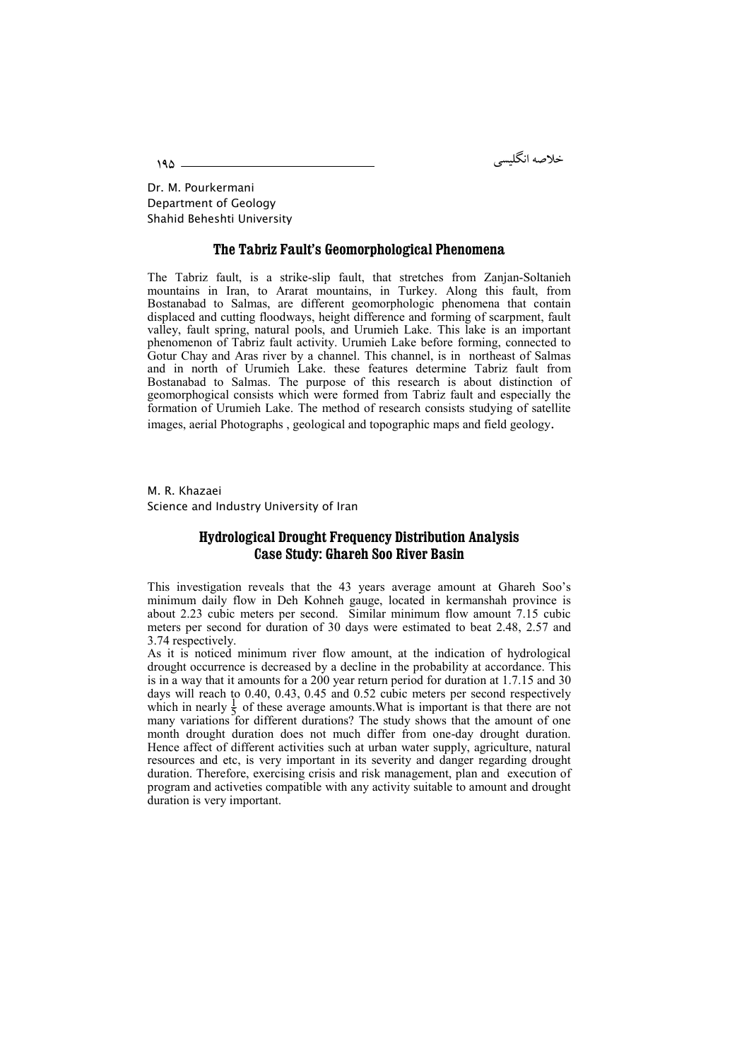Dr. M. Pourkermani
Department of Geology
Shahid Beheshti University

## The Tabriz Fault's Geomorphological Phenomena

The Tabriz fault, is a strike-slip fault, that stretches from Zanjan-Soltanieh mountains in Iran, to Ararat mountains, in Turkey. Along this fault, from Bostanabad to Salmas, are different geomorphologic phenomena that contain displaced and cutting floodways, height difference and forming of scarpment, fault valley, fault spring, natural pools, and Urumieh Lake. This lake is an important phenomenon of Tabriz fault activity. Urumieh Lake before forming, connected to Gotur Chay and Aras river by a channel. This channel, is in northeast of Salmas and in north of Urumieh Lake. these features determine Tabriz fault from Bostanabad to Salmas. The purpose of this research is about distinction of geomorphogical consists which were formed from Tabriz fault and especially the formation of Urumieh Lake. The method of research consists studying of satellite images, aerial Photographs , geological and topographic maps and field geology.

M. R. Khazaei
Science and Industry University of Iran

## Hydrological Drought Frequency Distribution Analysis Case Study: Ghareh Soo River Basin

This investigation reveals that the 43 years average amount at Ghareh Soo's minimum daily flow in Deh Kohneh gauge, located in kermanshah province is about 2.23 cubic meters per second. Similar minimum flow amount 7.15 cubic meters per second for duration of 30 days were estimated to beat 2.48, 2.57 and 3.74 respectively.

As it is noticed minimum river flow amount, at the indication of hydrological drought occurrence is decreased by a decline in the probability at accordance. This is in a way that it amounts for a 200 year return period for duration at 1.7.15 and 30 days will reach to 0.40, 0.43, 0.45 and 0.52 cubic meters per second respectively which in nearly $\frac{1}{5}$ of these average amounts.What is important is that there are not many variations for different durations? The study shows that the amount of one month drought duration does not much differ from one-day drought duration. Hence affect of different activities such at urban water supply, agriculture, natural resources and etc, is very important in its severity and danger regarding drought duration. Therefore, exercising crisis and risk management, plan and execution of program and activeties compatible with any activity suitable to amount and drought duration is very important.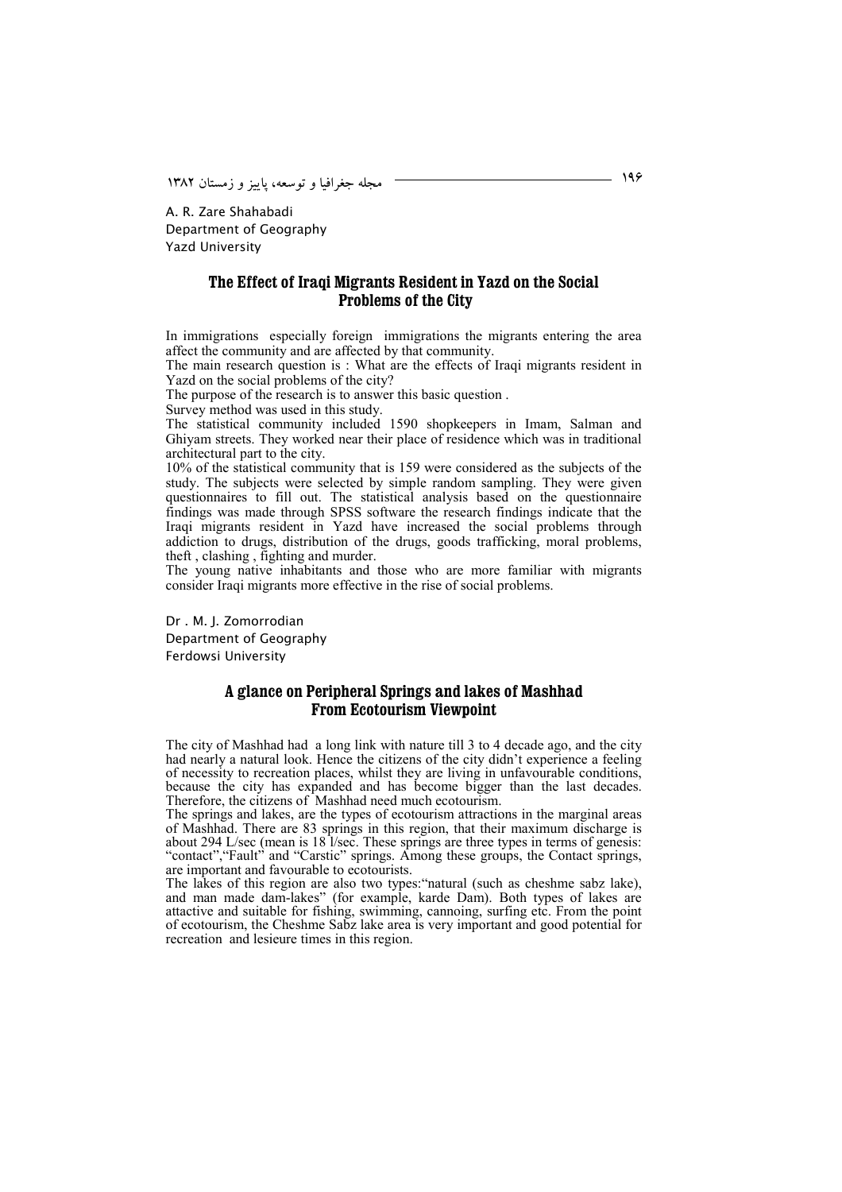A. R. Zare Shahabadi
Department of Geography
Yazd University

## The Effect of Iraqi Migrants Resident in Yazd on the Social Problems of the City

In immigrations especially foreign immigrations the migrants entering the area affect the community and are affected by that community.

The main research question is : What are the effects of Iraqi migrants resident in Yazd on the social problems of the city?

The purpose of the research is to answer this basic question .

Survey method was used in this study.

The statistical community included 1590 shopkeepers in Imam, Salman and Ghiyam streets. They worked near their place of residence which was in traditional architectural part to the city.

10% of the statistical community that is 159 were considered as the subjects of the study. The subjects were selected by simple random sampling. They were given questionnaires to fill out. The statistical analysis based on the questionnaire findings was made through SPSS software the research findings indicate that the Iraqi migrants resident in Yazd have increased the social problems through addiction to drugs, distribution of the drugs, goods trafficking, moral problems, theft , clashing , fighting and murder.

The young native inhabitants and those who are more familiar with migrants consider Iraqi migrants more effective in the rise of social problems.

Dr . M. J. Zomorrodian
Department of Geography
Ferdowsi University

## A glance on Peripheral Springs and lakes of Mashhad From Ecotourism Viewpoint

The city of Mashhad had a long link with nature till 3 to 4 decade ago, and the city had nearly a natural look. Hence the citizens of the city didn't experience a feeling of necessity to recreation places, whilst they are living in unfavourable conditions, because the city has expanded and has become bigger than the last decades. Therefore, the citizens of Mashhad need much ecotourism.

The springs and lakes, are the types of ecotourism attractions in the marginal areas of Mashhad. There are 83 springs in this region, that their maximum discharge is about 294 L/sec (mean is 18 l/sec. These springs are three types in terms of genesis: "contact","Fault" and "Carstic" springs. Among these groups, the Contact springs, are important and favourable to ecotourists.

The lakes of this region are also two types:"natural (such as cheshme sabz lake), and man made dam-lakes" (for example, karde Dam). Both types of lakes are attactive and suitable for fishing, swimming, cannoing, surfing etc. From the point of ecotourism, the Cheshme Sabz lake area is very important and good potential for recreation and lesieure times in this region.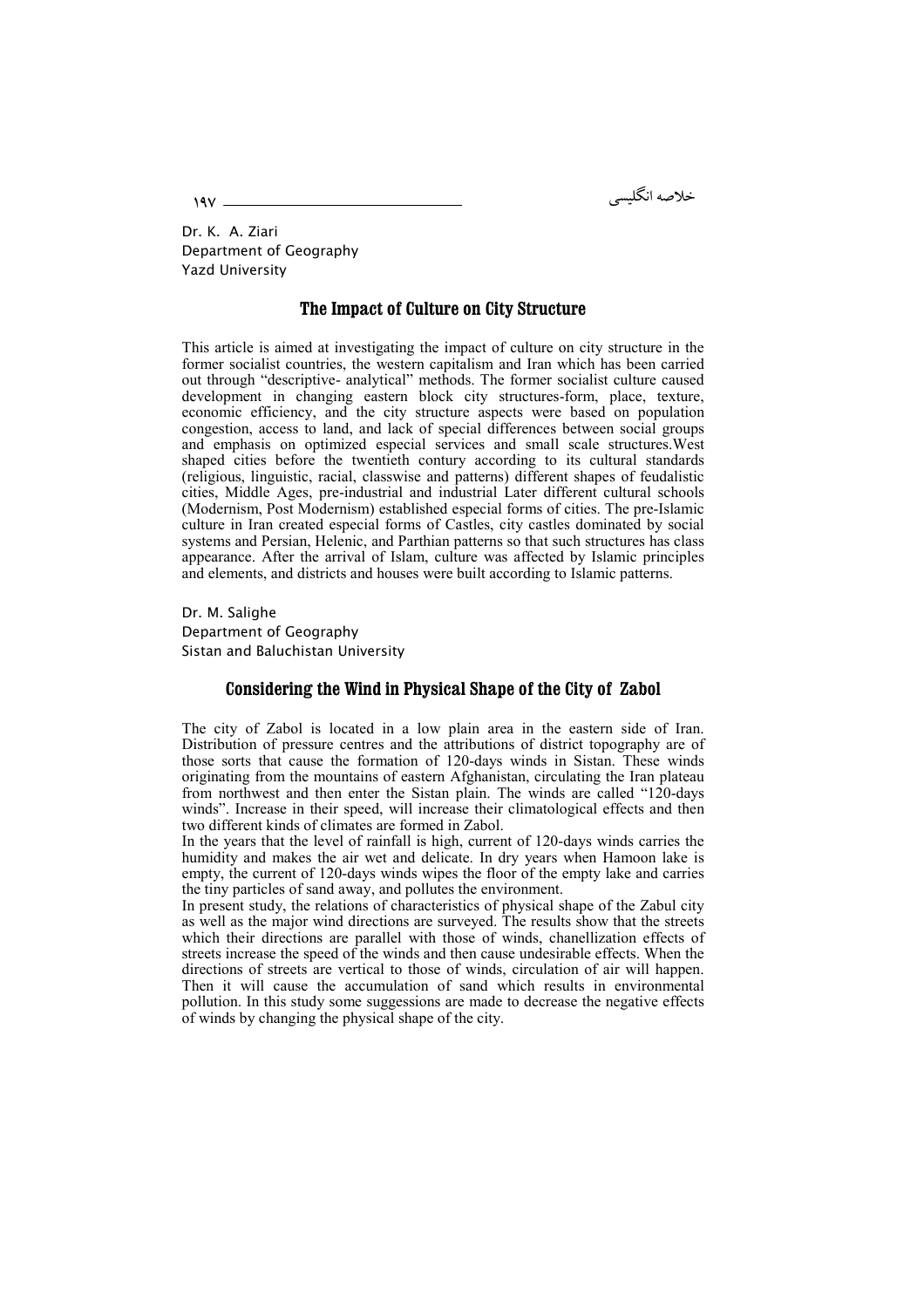Dr. K. A. Ziari
Department of Geography
Yazd University

## The Impact of Culture on City Structure

This article is aimed at investigating the impact of culture on city structure in the former socialist countries, the western capitalism and Iran which has been carried out through "descriptive- analytical" methods. The former socialist culture caused development in changing eastern block city structures-form, place, texture, economic efficiency, and the city structure aspects were based on population congestion, access to land, and lack of special differences between social groups and emphasis on optimized especial services and small scale structures.West shaped cities before the twentieth contury according to its cultural standards (religious, linguistic, racial, classwise and patterns) different shapes of feudalistic cities, Middle Ages, pre-industrial and industrial Later different cultural schools (Modernism, Post Modernism) established especial forms of cities. The pre-Islamic culture in Iran created especial forms of Castles, city castles dominated by social systems and Persian, Helenic, and Parthian patterns so that such structures has class appearance. After the arrival of Islam, culture was affected by Islamic principles and elements, and districts and houses were built according to Islamic patterns.

Dr. M. Salighe
Department of Geography
Sistan and Baluchistan University

## Considering the Wind in Physical Shape of the City of Zabol

The city of Zabol is located in a low plain area in the eastern side of Iran. Distribution of pressure centres and the attributions of district topography are of those sorts that cause the formation of 120-days winds in Sistan. These winds originating from the mountains of eastern Afghanistan, circulating the Iran plateau from northwest and then enter the Sistan plain. The winds are called "120-days winds". Increase in their speed, will increase their climatological effects and then two different kinds of climates are formed in Zabol.

In the years that the level of rainfall is high, current of 120-days winds carries the humidity and makes the air wet and delicate. In dry years when Hamoon lake is empty, the current of 120-days winds wipes the floor of the empty lake and carries the tiny particles of sand away, and pollutes the environment.

In present study, the relations of characteristics of physical shape of the Zabul city as well as the major wind directions are surveyed. The results show that the streets which their directions are parallel with those of winds, chanellization effects of streets increase the speed of the winds and then cause undesirable effects. When the directions of streets are vertical to those of winds, circulation of air will happen. Then it will cause the accumulation of sand which results in environmental pollution. In this study some suggessions are made to decrease the negative effects of winds by changing the physical shape of the city.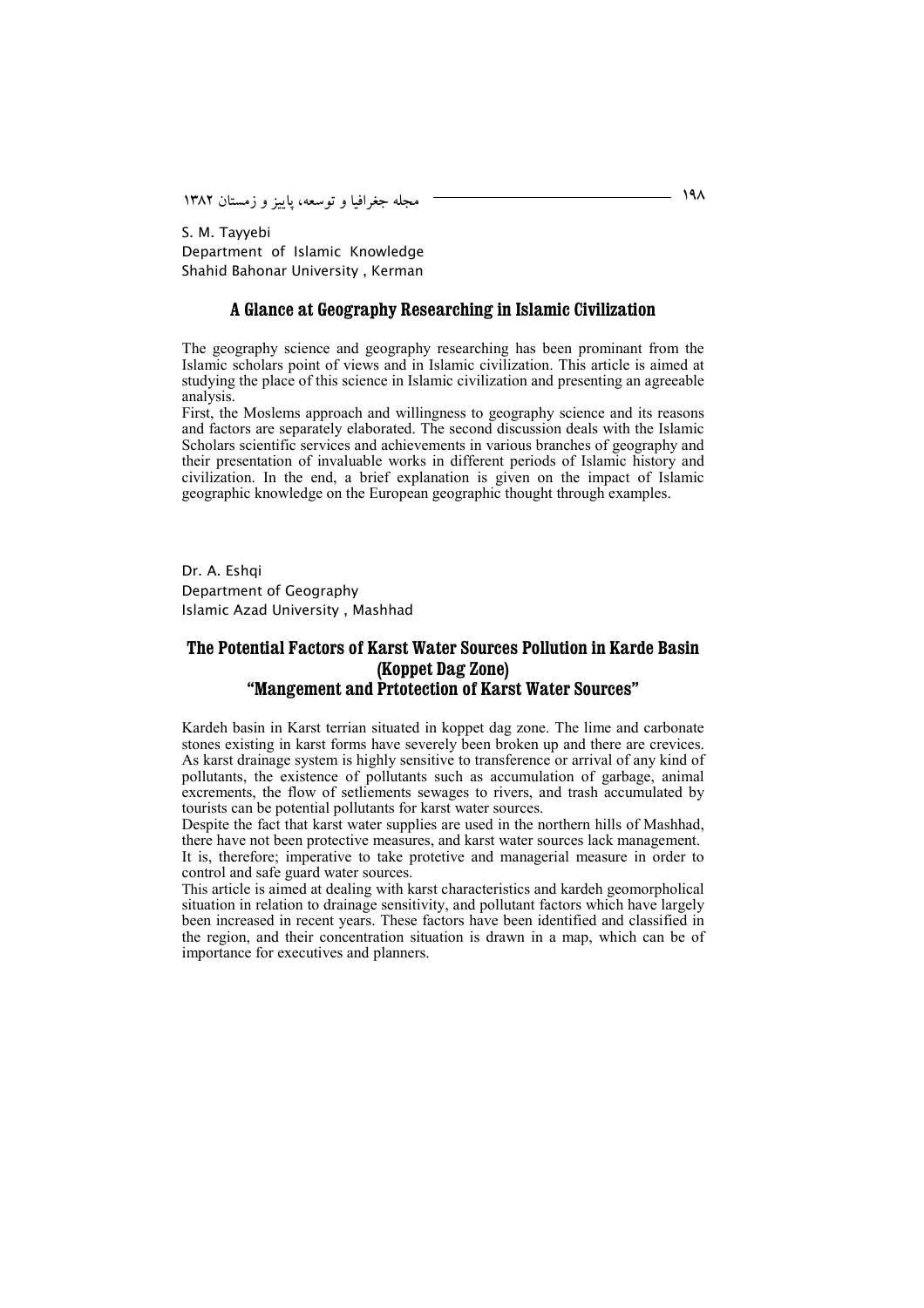S. M. Tayyebi
Department of Islamic Knowledge
Shahid Bahonar University , Kerman

## A Glance at Geography Researching in Islamic Civilization

The geography science and geography researching has been prominant from the Islamic scholars point of views and in Islamic civilization. This article is aimed at studying the place of this science in Islamic civilization and presenting an agreeable analysis.

First, the Moslems approach and willingness to geography science and its reasons and factors are separately elaborated. The second discussion deals with the Islamic Scholars scientific services and achievements in various branches of geography and their presentation of invaluable works in different periods of Islamic history and civilization. In the end, a brief explanation is given on the impact of Islamic geographic knowledge on the European geographic thought through examples.

Dr. A. Eshqi
Department of Geography
Islamic Azad University , Mashhad

## The Potential Factors of Karst Water Sources Pollution in Karde Basin (Koppet Dag Zone) "Mangement and Prtotection of Karst Water Sources"

Kardeh basin in Karst terrian situated in koppet dag zone. The lime and carbonate stones existing in karst forms have severely been broken up and there are crevices. As karst drainage system is highly sensitive to transference or arrival of any kind of pollutants, the existence of pollutants such as accumulation of garbage, animal excrements, the flow of setliements sewages to rivers, and trash accumulated by tourists can be potential pollutants for karst water sources.

Despite the fact that karst water supplies are used in the northern hills of Mashhad, there have not been protective measures, and karst water sources lack management.

It is, therefore; imperative to take protetive and managerial measure in order to control and safe guard water sources.

This article is aimed at dealing with karst characteristics and kardeh geomorphological situation in relation to drainage sensitivity, and pollutant factors which have largely been increased in recent years. These factors have been identified and classified in the region, and their concentration situation is drawn in a map, which can be of importance for executives and planners.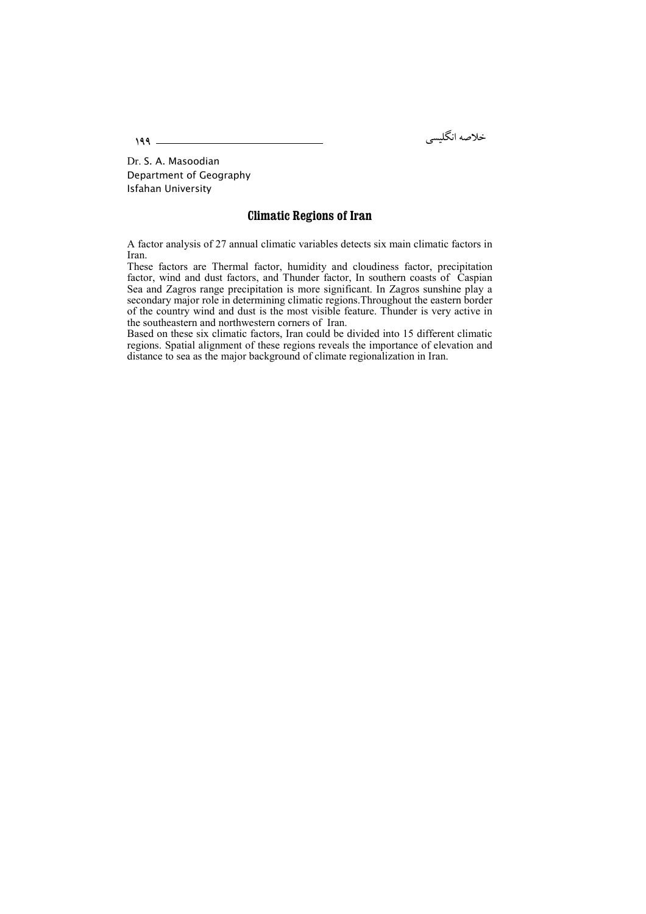Dr. S. A. Masoodian
Department of Geography
Isfahan University

## Climatic Regions of Iran

A factor analysis of 27 annual climatic variables detects six main climatic factors in Iran.
These factors are Thermal factor, humidity and cloudiness factor, precipitation factor, wind and dust factors, and Thunder factor, In southern coasts of Caspian Sea and Zagros range precipitation is more significant. In Zagros sunshine play a secondary major role in determining climatic regions.Throughout the eastern border of the country wind and dust is the most visible feature. Thunder is very active in the southeastern and northwestern corners of Iran.
Based on these six climatic factors, Iran could be divided into 15 different climatic regions. Spatial alignment of these regions reveals the importance of elevation and distance to sea as the major background of climate regionalization in Iran.